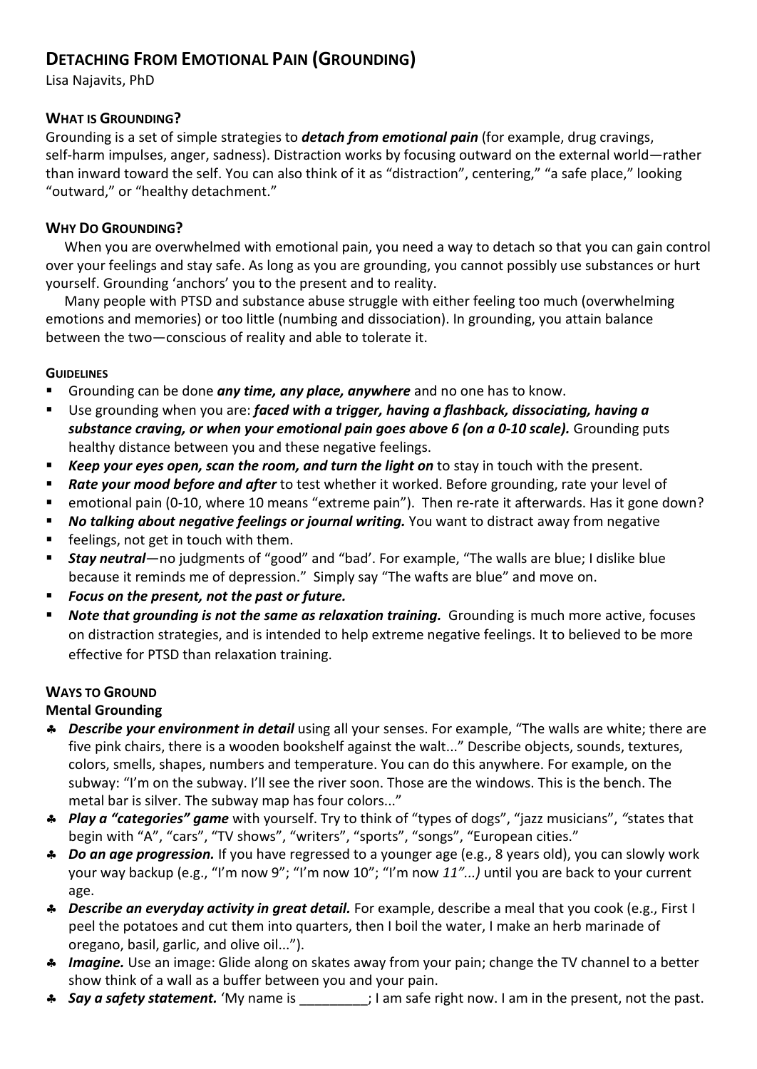# Detaching From Emotional Pain (Grounding)

Lisa Najavits, PhD

## What is Grounding?

Grounding is a set of simple strategies to ***detach from emotional pain*** (for example, drug cravings, self-harm impulses, anger, sadness). Distraction works by focusing outward on the external world—rather than inward toward the self. You can also think of it as "distraction", centering," "a safe place," looking "outward," or "healthy detachment."

## Why Do Grounding?

When you are overwhelmed with emotional pain, you need a way to detach so that you can gain control over your feelings and stay safe. As long as you are grounding, you cannot possibly use substances or hurt yourself. Grounding 'anchors' you to the present and to reality.

Many people with PTSD and substance abuse struggle with either feeling too much (overwhelming emotions and memories) or too little (numbing and dissociation). In grounding, you attain balance between the two—conscious of reality and able to tolerate it.

### Guidelines

- Grounding can be done ***any time, any place, anywhere*** and no one has to know.
- Use grounding when you are: ***faced with a trigger, having a flashback, dissociating, having a substance craving, or when your emotional pain goes above 6 (on a 0-10 scale).*** Grounding puts healthy distance between you and these negative feelings.
- ***Keep your eyes open, scan the room, and turn the light on*** to stay in touch with the present.
- ***Rate your mood before and after*** to test whether it worked. Before grounding, rate your level of
- emotional pain (0-10, where 10 means "extreme pain"). Then re-rate it afterwards. Has it gone down?
- ***No talking about negative feelings or journal writing.*** You want to distract away from negative
- feelings, not get in touch with them.
- ***Stay neutral***—no judgments of "good" and "bad'. For example, "The walls are blue; I dislike blue because it reminds me of depression." Simply say "The wafts are blue" and move on.
- ***Focus on the present, not the past or future.***
- ***Note that grounding is not the same as relaxation training.*** Grounding is much more active, focuses on distraction strategies, and is intended to help extreme negative feelings. It to believed to be more effective for PTSD than relaxation training.

## Ways to Ground

### Mental Grounding

- ***Describe your environment in detail*** using all your senses. For example, "The walls are white; there are five pink chairs, there is a wooden bookshelf against the walt..." Describe objects, sounds, textures, colors, smells, shapes, numbers and temperature. You can do this anywhere. For example, on the subway: "I'm on the subway. I'll see the river soon. Those are the windows. This is the bench. The metal bar is silver. The subway map has four colors..."
- ***Play a "categories" game*** with yourself. Try to think of "types of dogs", "jazz musicians", "states that begin with "A", "cars", "TV shows", "writers", "sports", "songs", "European cities."
- ***Do an age progression.*** If you have regressed to a younger age (e.g., 8 years old), you can slowly work your way backup (e.g., "I'm now 9"; "I'm now 10"; "I'm now *11"...)* until you are back to your current age.
- ***Describe an everyday activity in great detail.*** For example, describe a meal that you cook (e.g., First I peel the potatoes and cut them into quarters, then I boil the water, I make an herb marinade of oregano, basil, garlic, and olive oil...").
- ***Imagine.*** Use an image: Glide along on skates away from your pain; change the TV channel to a better show think of a wall as a buffer between you and your pain.
- ***Say a safety statement.*** 'My name is _________; I am safe right now. I am in the present, not the past.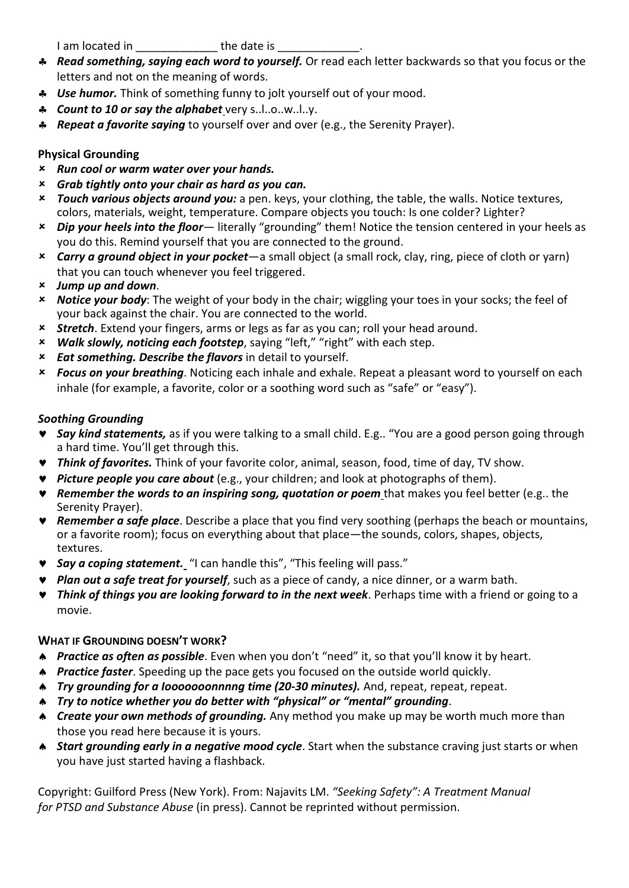I am located in _____________ the date is _____________.

- ♣ ***Read something, saying each word to yourself.*** Or read each letter backwards so that you focus or the letters and not on the meaning of words.
- ♣ ***Use humor.*** Think of something funny to jolt yourself out of your mood.
- ♣ ***Count to 10 or say the alphabet*** very s..l..o..w..l..y.
- ♣ ***Repeat a favorite saying*** to yourself over and over (e.g., the Serenity Prayer).

**Physical Grounding**

- ***Run cool or warm water over your hands.***
- ***Grab tightly onto your chair as hard as you can.***
- ***Touch various objects around you:*** a pen. keys, your clothing, the table, the walls. Notice textures, colors, materials, weight, temperature. Compare objects you touch: Is one colder? Lighter?
- ***Dip your heels into the floor***— literally "grounding" them! Notice the tension centered in your heels as you do this. Remind yourself that you are connected to the ground.
- ***Carry a ground object in your pocket***—a small object (a small rock, clay, ring, piece of cloth or yarn) that you can touch whenever you feel triggered.
- ***Jump up and down***.
- ***Notice your body***: The weight of your body in the chair; wiggling your toes in your socks; the feel of your back against the chair. You are connected to the world.
- ***Stretch***. Extend your fingers, arms or legs as far as you can; roll your head around.
- ***Walk slowly, noticing each footstep***, saying "left," "right" with each step.
- ***Eat something. Describe the flavors*** in detail to yourself.
- ***Focus on your breathing***. Noticing each inhale and exhale. Repeat a pleasant word to yourself on each inhale (for example, a favorite, color or a soothing word such as "safe" or "easy").

***Soothing Grounding***

- ♥ ***Say kind statements,*** as if you were talking to a small child. E.g.. "You are a good person going through a hard time. You'll get through this.
- ♥ ***Think of favorites.*** Think of your favorite color, animal, season, food, time of day, TV show.
- ♥ ***Picture people you care about*** (e.g., your children; and look at photographs of them).
- ♥ ***Remember the words to an inspiring song, quotation or poem*** that makes you feel better (e.g.. the Serenity Prayer).
- ♥ ***Remember a safe place***. Describe a place that you find very soothing (perhaps the beach or mountains, or a favorite room); focus on everything about that place—the sounds, colors, shapes, objects, textures.
- ♥ ***Say a coping statement.*** "I can handle this", "This feeling will pass."
- ♥ ***Plan out a safe treat for yourself***, such as a piece of candy, a nice dinner, or a warm bath.
- ♥ ***Think of things you are looking forward to in the next week***. Perhaps time with a friend or going to a movie.

**WHAT IF GROUNDING DOESN'T WORK?**

- ♠ ***Practice as often as possible***. Even when you don't "need" it, so that you'll know it by heart.
- ♠ ***Practice faster***. Speeding up the pace gets you focused on the outside world quickly.
- ♠ ***Try grounding for a Iooooooonnnng time (20-30 minutes).*** And, repeat, repeat, repeat.
- ♠ ***Try to notice whether you do better with "physical" or "mental" grounding***.
- ♠ ***Create your own methods of grounding.*** Any method you make up may be worth much more than those you read here because it is yours.
- ♠ ***Start grounding early in a negative mood cycle***. Start when the substance craving just starts or when you have just started having a flashback.

Copyright: Guilford Press (New York). From: Najavits LM. *"Seeking Safety": A Treatment Manual for PTSD and Substance Abuse* (in press). Cannot be reprinted without permission.